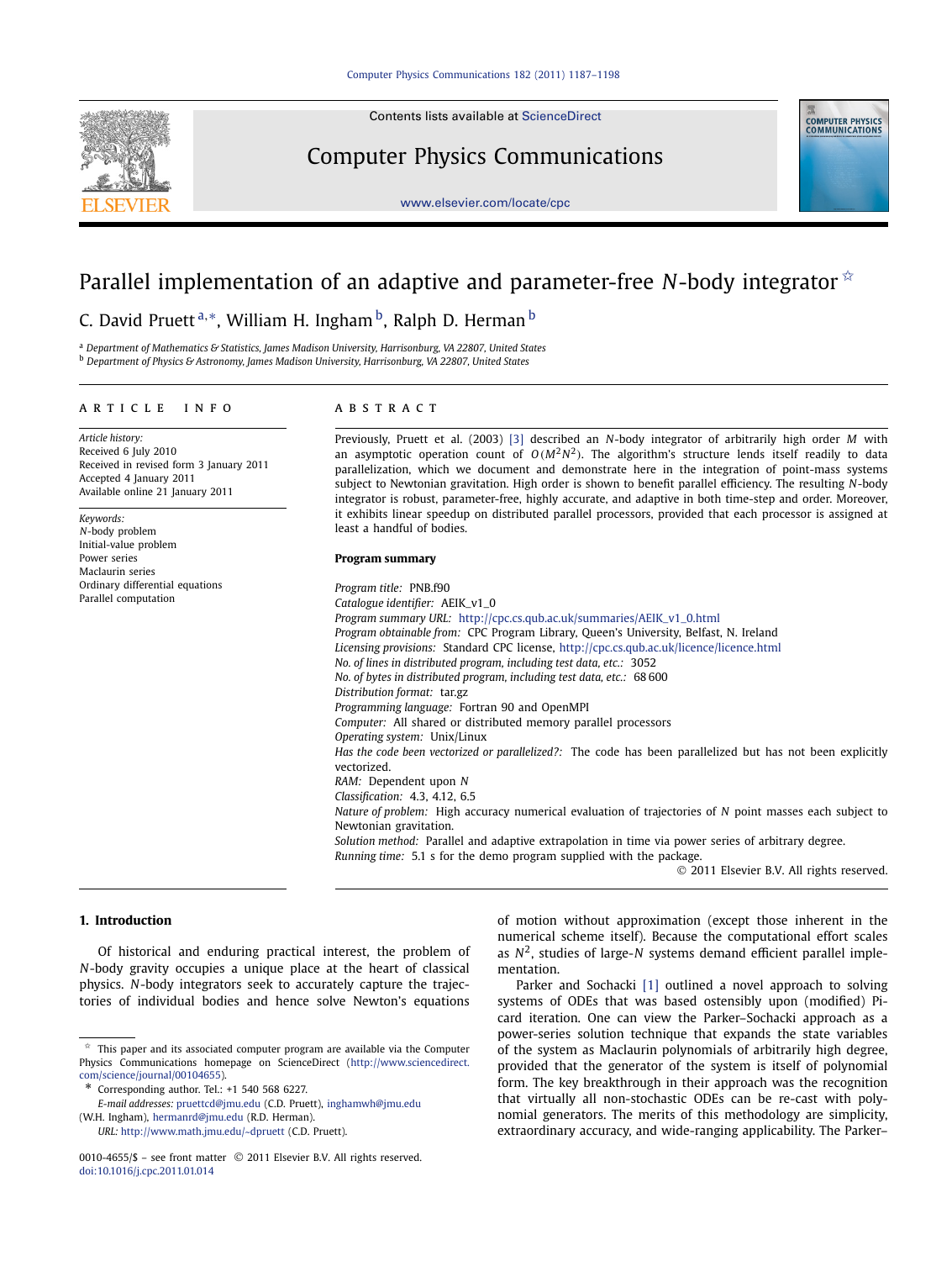# Parallel implementation of an adaptive and parameter-free $N$-body integrator ☆

C. David Pruett [a,*], William H. Ingham [b], Ralph D. Herman [b]

[a] Department of Mathematics & Statistics, James Madison University, Harrisonburg, VA 22807, United States
[b] Department of Physics & Astronomy, James Madison University, Harrisonburg, VA 22807, United States

## ARTICLE INFO

*Article history:*
Received 6 July 2010
Received in revised form 3 January 2011
Accepted 4 January 2011
Available online 21 January 2011

*Keywords:*
$N$-body problem
Initial-value problem
Power series
Maclaurin series
Ordinary differential equations
Parallel computation

## ABSTRACT

Previously, Pruett et al. (2003) [3] described an $N$-body integrator of arbitrarily high order $M$ with an asymptotic operation count of $O(M^2N^2)$. The algorithm's structure lends itself readily to data parallelization, which we document and demonstrate here in the integration of point-mass systems subject to Newtonian gravitation. High order is shown to benefit parallel efficiency. The resulting $N$-body integrator is robust, parameter-free, highly accurate, and adaptive in both time-step and order. Moreover, it exhibits linear speedup on distributed parallel processors, provided that each processor is assigned at least a handful of bodies.

**Program summary**

*Program title:* PNB.f90
*Catalogue identifier:* AEIK_v1_0
*Program summary URL:* http://cpc.cs.qub.ac.uk/summaries/AEIK_v1_0.html
*Program obtainable from:* CPC Program Library, Queen's University, Belfast, N. Ireland
*Licensing provisions:* Standard CPC license, http://cpc.cs.qub.ac.uk/licence/licence.html
*No. of lines in distributed program, including test data, etc.:* 3052
*No. of bytes in distributed program, including test data, etc.:* 68 600
*Distribution format:* tar.gz
*Programming language:* Fortran 90 and OpenMPI
*Computer:* All shared or distributed memory parallel processors
*Operating system:* Unix/Linux
*Has the code been vectorized or parallelized?:* The code has been parallelized but has not been explicitly vectorized.
*RAM:* Dependent upon $N$
*Classification:* 4.3, 4.12, 6.5
*Nature of problem:* High accuracy numerical evaluation of trajectories of $N$ point masses each subject to Newtonian gravitation.
*Solution method:* Parallel and adaptive extrapolation in time via power series of arbitrary degree.
*Running time:* 5.1 s for the demo program supplied with the package.

© 2011 Elsevier B.V. All rights reserved.

## 1. Introduction

Of historical and enduring practical interest, the problem of $N$-body gravity occupies a unique place at the heart of classical physics. $N$-body integrators seek to accurately capture the trajectories of individual bodies and hence solve Newton's equations of motion without approximation (except those inherent in the numerical scheme itself). Because the computational effort scales as $N^2$, studies of large-$N$ systems demand efficient parallel implementation.

Parker and Sochacki [1] outlined a novel approach to solving systems of ODEs that was based ostensibly upon (modified) Picard iteration. One can view the Parker–Sochacki approach as a power-series solution technique that expands the state variables of the system as Maclaurin polynomials of arbitrarily high degree, provided that the generator of the system is itself of polynomial form. The key breakthrough in their approach was the recognition that virtually all non-stochastic ODEs can be re-cast with polynomial generators. The merits of this methodology are simplicity, extraordinary accuracy, and wide-ranging applicability. The Parker–

☆ This paper and its associated computer program are available via the Computer Physics Communications homepage on ScienceDirect (http://www.sciencedirect.com/science/journal/00104655).

\* Corresponding author. Tel.: +1 540 568 6227.
*E-mail addresses:* pruettcd@jmu.edu (C.D. Pruett), inghamwh@jmu.edu (W.H. Ingham), hermanrd@jmu.edu (R.D. Herman).
*URL:* http://www.math.jmu.edu/~dpruett (C.D. Pruett).

0010-4655/$ – see front matter © 2011 Elsevier B.V. All rights reserved.
doi:10.1016/j.cpc.2011.01.014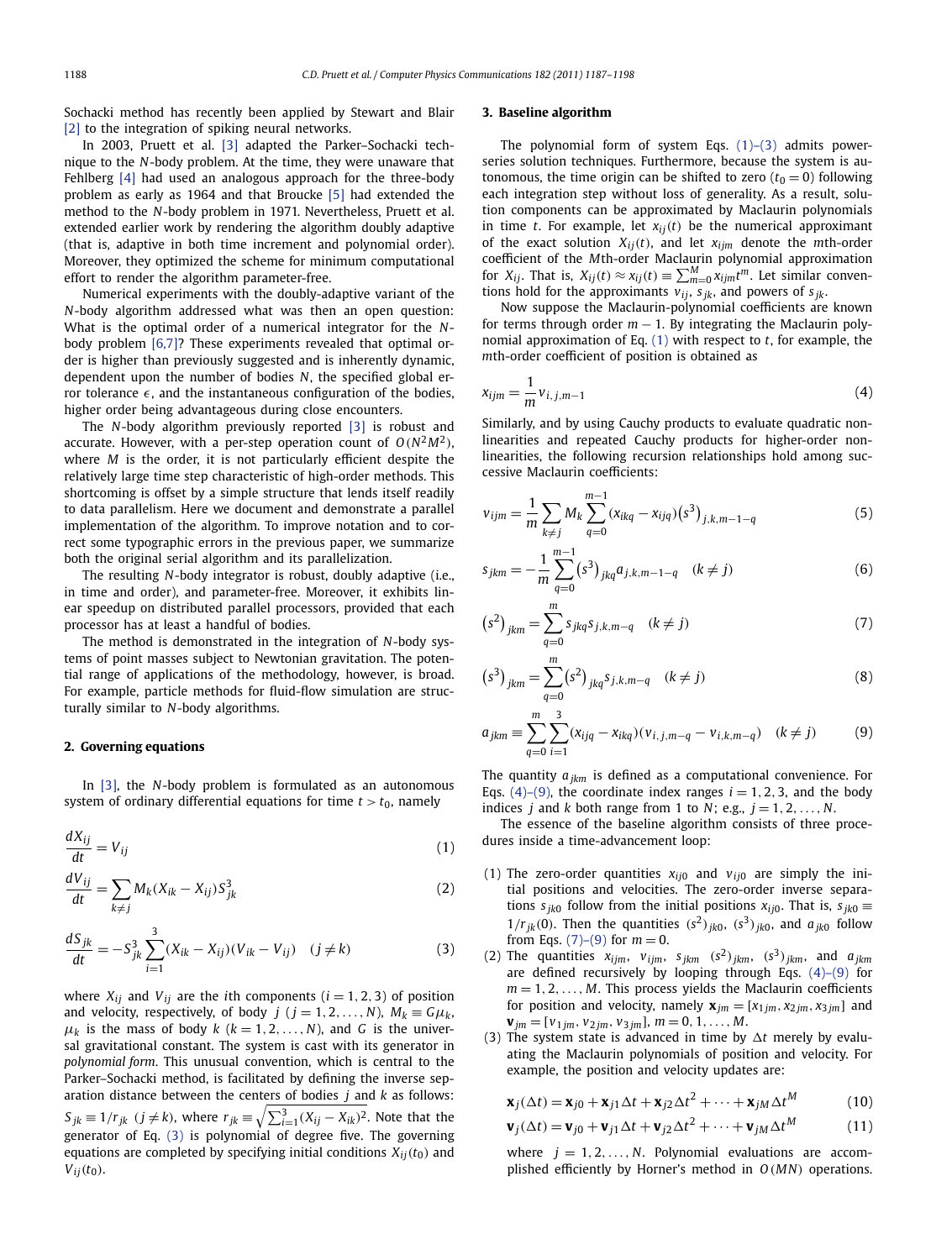Sochacki method has recently been applied by Stewart and Blair [2] to the integration of spiking neural networks.

In 2003, Pruett et al. [3] adapted the Parker–Sochacki technique to the $N$-body problem. At the time, they were unaware that Fehlberg [4] had used an analogous approach for the three-body problem as early as 1964 and that Broucke [5] had extended the method to the $N$-body problem in 1971. Nevertheless, Pruett et al. extended earlier work by rendering the algorithm doubly adaptive (that is, adaptive in both time increment and polynomial order). Moreover, they optimized the scheme for minimum computational effort to render the algorithm parameter-free.

Numerical experiments with the doubly-adaptive variant of the $N$-body algorithm addressed what was then an open question: What is the optimal order of a numerical integrator for the $N$-body problem [6,7]? These experiments revealed that optimal order is higher than previously suggested and is inherently dynamic, dependent upon the number of bodies $N$, the specified global error tolerance $\epsilon$, and the instantaneous configuration of the bodies, higher order being advantageous during close encounters.

The $N$-body algorithm previously reported [3] is robust and accurate. However, with a per-step operation count of $O(N^2M^2)$, where $M$ is the order, it is not particularly efficient despite the relatively large time step characteristic of high-order methods. This shortcoming is offset by a simple structure that lends itself readily to data parallelism. Here we document and demonstrate a parallel implementation of the algorithm. To improve notation and to correct some typographic errors in the previous paper, we summarize both the original serial algorithm and its parallelization.

The resulting $N$-body integrator is robust, doubly adaptive (i.e., in time and order), and parameter-free. Moreover, it exhibits linear speedup on distributed parallel processors, provided that each processor has at least a handful of bodies.

The method is demonstrated in the integration of $N$-body systems of point masses subject to Newtonian gravitation. The potential range of applications of the methodology, however, is broad. For example, particle methods for fluid-flow simulation are structurally similar to $N$-body algorithms.

## 2. Governing equations

In [3], the $N$-body problem is formulated as an autonomous system of ordinary differential equations for time $t > t_0$, namely

$$\frac{dX_{ij}}{dt} = V_{ij} \tag{1}$$

$$\frac{dV_{ij}}{dt} = \sum_{k \neq j} M_k (X_{ik} - X_{ij}) S_{jk}^3 \tag{2}$$

$$\frac{dS_{jk}}{dt} = -S_{jk}^3 \sum_{i=1}^{3} (X_{ik} - X_{ij})(V_{ik} - V_{ij}) \quad (j \neq k) \tag{3}$$

where $X_{ij}$ and $V_{ij}$ are the $i$th components ($i = 1, 2, 3$) of position and velocity, respectively, of body $j$ ($j = 1, 2, \ldots, N$), $M_k \equiv G\mu_k$, $\mu_k$ is the mass of body $k$ ($k = 1, 2, \ldots, N$), and $G$ is the universal gravitational constant. The system is cast with its generator in *polynomial form*. This unusual convention, which is central to the Parker–Sochacki method, is facilitated by defining the inverse separation distance between the centers of bodies $j$ and $k$ as follows: $S_{jk} \equiv 1/r_{jk}$ ($j \neq k$), where $r_{jk} \equiv \sqrt{\sum_{i=1}^{3}(X_{ij} - X_{ik})^2}$. Note that the generator of Eq. (3) is polynomial of degree five. The governing equations are completed by specifying initial conditions $X_{ij}(t_0)$ and $V_{ij}(t_0)$.

## 3. Baseline algorithm

The polynomial form of system Eqs. (1)–(3) admits power-series solution techniques. Furthermore, because the system is autonomous, the time origin can be shifted to zero ($t_0 = 0$) following each integration step without loss of generality. As a result, solution components can be approximated by Maclaurin polynomials in time $t$. For example, let $x_{ij}(t)$ be the numerical approximant of the exact solution $X_{ij}(t)$, and let $x_{ijm}$ denote the $m$th-order coefficient of the $M$th-order Maclaurin polynomial approximation for $X_{ij}$. That is, $X_{ij}(t) \approx x_{ij}(t) \equiv \sum_{m=0}^{M} x_{ijm} t^m$. Let similar conventions hold for the approximants $v_{ij}$, $s_{jk}$, and powers of $s_{jk}$.

Now suppose the Maclaurin-polynomial coefficients are known for terms through order $m - 1$. By integrating the Maclaurin polynomial approximation of Eq. (1) with respect to $t$, for example, the $m$th-order coefficient of position is obtained as

$$x_{ijm} = \frac{1}{m} v_{i,j,m-1} \tag{4}$$

Similarly, and by using Cauchy products to evaluate quadratic nonlinearities and repeated Cauchy products for higher-order nonlinearities, the following recursion relationships hold among successive Maclaurin coefficients:

$$v_{ijm} = \frac{1}{m} \sum_{k \neq j} M_k \sum_{q=0}^{m-1} (x_{ikq} - x_{ijq}) \left(s^3\right)_{j,k,m-1-q} \tag{5}$$

$$s_{jkm} = -\frac{1}{m} \sum_{q=0}^{m-1} \left(s^3\right)_{jkq} a_{j,k,m-1-q} \quad (k \neq j) \tag{6}$$

$$\left(s^2\right)_{jkm} = \sum_{q=0}^{m} s_{jkq} s_{j,k,m-q} \quad (k \neq j) \tag{7}$$

$$\left(s^3\right)_{jkm} = \sum_{q=0}^{m} \left(s^2\right)_{jkq} s_{j,k,m-q} \quad (k \neq j) \tag{8}$$

$$a_{jkm} \equiv \sum_{q=0}^{m} \sum_{i=1}^{3} (x_{ijq} - x_{ikq})(v_{i,j,m-q} - v_{i,k,m-q}) \quad (k \neq j) \tag{9}$$

The quantity $a_{jkm}$ is defined as a computational convenience. For Eqs. (4)–(9), the coordinate index ranges $i = 1, 2, 3$, and the body indices $j$ and $k$ both range from 1 to $N$; e.g., $j = 1, 2, \ldots, N$.

The essence of the baseline algorithm consists of three procedures inside a time-advancement loop:

(1) The zero-order quantities $x_{ij0}$ and $v_{ij0}$ are simply the initial positions and velocities. The zero-order inverse separations $s_{jk0}$ follow from the initial positions $x_{ij0}$. That is, $s_{jk0} \equiv 1/r_{jk}(0)$. Then the quantities $(s^2)_{jk0}$, $(s^3)_{jk0}$, and $a_{jk0}$ follow from Eqs. (7)–(9) for $m = 0$.

(2) The quantities $x_{ijm}$, $v_{ijm}$, $s_{jkm}$ $(s^2)_{jkm}$, $(s^3)_{jkm}$, and $a_{jkm}$ are defined recursively by looping through Eqs. (4)–(9) for $m = 1, 2, \ldots, M$. This process yields the Maclaurin coefficients for position and velocity, namely $\mathbf{x}_{jm} = [x_{1jm}, x_{2jm}, x_{3jm}]$ and $\mathbf{v}_{jm} = [v_{1jm}, v_{2jm}, v_{3jm}]$, $m = 0, 1, \ldots, M$.

(3) The system state is advanced in time by $\Delta t$ merely by evaluating the Maclaurin polynomials of position and velocity. For example, the position and velocity updates are:

$$\mathbf{x}_j(\Delta t) = \mathbf{x}_{j0} + \mathbf{x}_{j1}\Delta t + \mathbf{x}_{j2}\Delta t^2 + \cdots + \mathbf{x}_{jM}\Delta t^M \tag{10}$$

$$\mathbf{v}_j(\Delta t) = \mathbf{v}_{j0} + \mathbf{v}_{j1}\Delta t + \mathbf{v}_{j2}\Delta t^2 + \cdots + \mathbf{v}_{jM}\Delta t^M \tag{11}$$

where $j = 1, 2, \ldots, N$. Polynomial evaluations are accomplished efficiently by Horner's method in $O(MN)$ operations.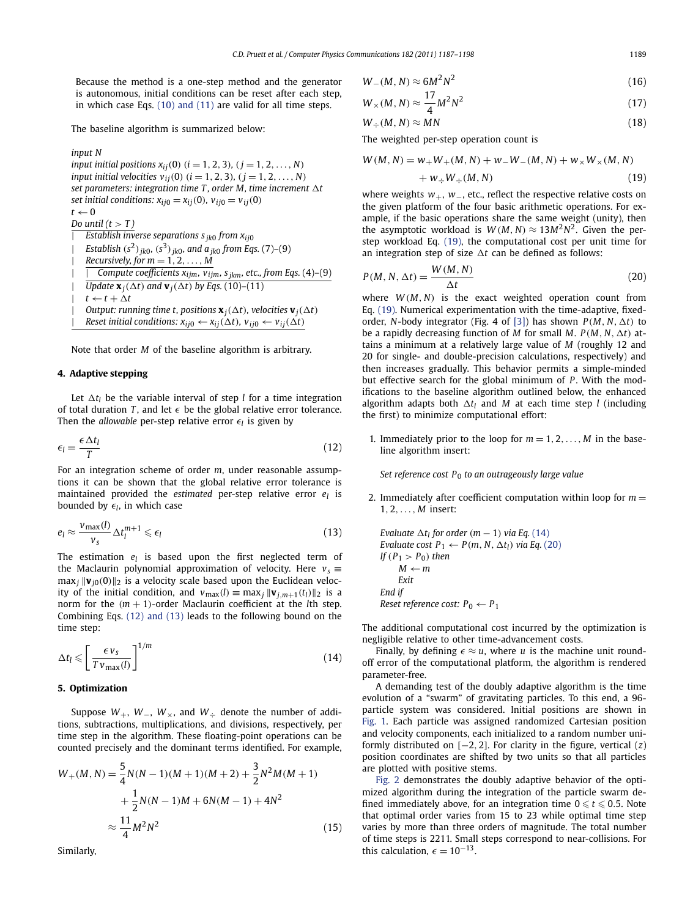Because the method is a one-step method and the generator is autonomous, initial conditions can be reset after each step, in which case Eqs. (10) and (11) are valid for all time steps.

The baseline algorithm is summarized below:

*input N*
*input initial positions* $x_{ij}(0)$ $(i = 1, 2, 3)$, $(j = 1, 2, \ldots, N)$
*input initial velocities* $v_{ij}(0)$ $(i = 1, 2, 3)$, $(j = 1, 2, \ldots, N)$
*set parameters: integration time T, order M, time increment* $\Delta t$
*set initial conditions:* $x_{ij0} = x_{ij}(0)$, $v_{ij0} = v_{ij}(0)$
$t \leftarrow 0$
*Do until* $(t > T)$
| *Establish inverse separations* $s_{jk0}$ *from* $x_{ij0}$
| *Establish* $(s^2)_{jk0}$, $(s^3)_{jk0}$, *and* $a_{jk0}$ *from Eqs.* (7)–(9)
| *Recursively, for* $m = 1, 2, \ldots, M$
| | *Compute coefficients* $x_{ijm}$, $v_{ijm}$, $s_{jkm}$, *etc., from Eqs.* (4)–(9)
| *Update* $\mathbf{x}_j(\Delta t)$ *and* $\mathbf{v}_j(\Delta t)$ *by Eqs.* (10)–(11)
| $t \leftarrow t + \Delta t$
| *Output: running time t, positions* $\mathbf{x}_j(\Delta t)$, *velocities* $\mathbf{v}_j(\Delta t)$
| *Reset initial conditions:* $x_{ij0} \leftarrow x_{ij}(\Delta t)$, $v_{ij0} \leftarrow v_{ij}(\Delta t)$

Note that order $M$ of the baseline algorithm is arbitrary.

## 4. Adaptive stepping

Let $\Delta t_l$ be the variable interval of step $l$ for a time integration of total duration $T$, and let $\epsilon$ be the global relative error tolerance. Then the *allowable* per-step relative error $\epsilon_l$ is given by

$$\epsilon_l = \frac{\epsilon \Delta t_l}{T} \tag{12}$$

For an integration scheme of order $m$, under reasonable assumptions it can be shown that the global relative error tolerance is maintained provided the *estimated* per-step relative error $e_l$ is bounded by $\epsilon_l$, in which case

$$e_l \approx \frac{v_{\max}(l)}{v_s} \Delta t_l^{m+1} \leqslant \epsilon_l \tag{13}$$

The estimation $e_l$ is based upon the first neglected term of the Maclaurin polynomial approximation of velocity. Here $v_s \equiv \max_j \|\mathbf{v}_{j0}(0)\|_2$ is a velocity scale based upon the Euclidean velocity of the initial condition, and $v_{\max}(l) \equiv \max_j \|\mathbf{v}_{j,m+1}(t_l)\|_2$ is a norm for the $(m+1)$-order Maclaurin coefficient at the $l$th step. Combining Eqs. (12) and (13) leads to the following bound on the time step:

$$\Delta t_l \leqslant \left[\frac{\epsilon v_s}{T v_{\max}(l)}\right]^{1/m} \tag{14}$$

## 5. Optimization

Suppose $W_+$, $W_-$, $W_\times$, and $W_\div$ denote the number of additions, subtractions, multiplications, and divisions, respectively, per time step in the algorithm. These floating-point operations can be counted precisely and the dominant terms identified. For example,

$$\begin{aligned} W_+(M, N) &= \frac{5}{4}N(N-1)(M+1)(M+2) + \frac{3}{2}N^2 M(M+1) \\ &\quad + \frac{1}{2}N(N-1)M + 6N(M-1) + 4N^2 \\ &\approx \frac{11}{4}M^2N^2 \end{aligned} \tag{15}$$

Similarly,

$$W_-(M, N) \approx 6M^2N^2 \tag{16}$$

$$W_\times(M, N) \approx \frac{17}{4}M^2N^2 \tag{17}$$

$$W_\div(M, N) \approx MN \tag{18}$$

The weighted per-step operation count is

$$\begin{aligned} W(M, N) &= w_+ W_+(M, N) + w_- W_-(M, N) + w_\times W_\times(M, N) \\ &\quad + w_\div W_\div(M, N) \end{aligned} \tag{19}$$

where weights $w_+$, $w_-$, etc., reflect the respective relative costs on the given platform of the four basic arithmetic operations. For example, if the basic operations share the same weight (unity), then the asymptotic workload is $W(M, N) \approx 13M^2N^2$. Given the per-step workload Eq. (19), the computational cost per unit time for an integration step of size $\Delta t$ can be defined as follows:

$$P(M, N, \Delta t) = \frac{W(M, N)}{\Delta t} \tag{20}$$

where $W(M, N)$ is the exact weighted operation count from Eq. (19). Numerical experimentation with the time-adaptive, fixed-order, $N$-body integrator (Fig. 4 of [3]) has shown $P(M, N, \Delta t)$ to be a rapidly decreasing function of $M$ for small $M$. $P(M, N, \Delta t)$ attains a minimum at a relatively large value of $M$ (roughly 12 and 20 for single- and double-precision calculations, respectively) and then increases gradually. This behavior permits a simple-minded but effective search for the global minimum of $P$. With the modifications to the baseline algorithm outlined below, the enhanced algorithm adapts both $\Delta t_l$ and $M$ at each time step $l$ (including the first) to minimize computational effort:

1. Immediately prior to the loop for $m = 1, 2, \ldots, M$ in the baseline algorithm insert:

   *Set reference cost* $P_0$ *to an outrageously large value*

2. Immediately after coefficient computation within loop for $m = 1, 2, \ldots, M$ insert:

   *Evaluate* $\Delta t_l$ *for order* $(m-1)$ *via Eq.* (14)
   *Evaluate cost* $P_1 \leftarrow P(m, N, \Delta t_l)$ *via Eq.* (20)
   *If* $(P_1 > P_0)$ *then*
   $\quad M \leftarrow m$
   $\quad$ *Exit*
   *End if*
   *Reset reference cost:* $P_0 \leftarrow P_1$

The additional computational cost incurred by the optimization is negligible relative to other time-advancement costs.

Finally, by defining $\epsilon \approx u$, where $u$ is the machine unit round-off error of the computational platform, the algorithm is rendered parameter-free.

A demanding test of the doubly adaptive algorithm is the time evolution of a "swarm" of gravitating particles. To this end, a 96-particle system was considered. Initial positions are shown in Fig. 1. Each particle was assigned randomized Cartesian position and velocity components, each initialized to a random number uniformly distributed on $[-2, 2]$. For clarity in the figure, vertical ($z$) position coordinates are shifted by two units so that all particles are plotted with positive stems.

Fig. 2 demonstrates the doubly adaptive behavior of the optimized algorithm during the integration of the particle swarm defined immediately above, for an integration time $0 \leqslant t \leqslant 0.5$. Note that optimal order varies from 15 to 23 while optimal time step varies by more than three orders of magnitude. The total number of time steps is 2211. Small steps correspond to near-collisions. For this calculation, $\epsilon = 10^{-13}$.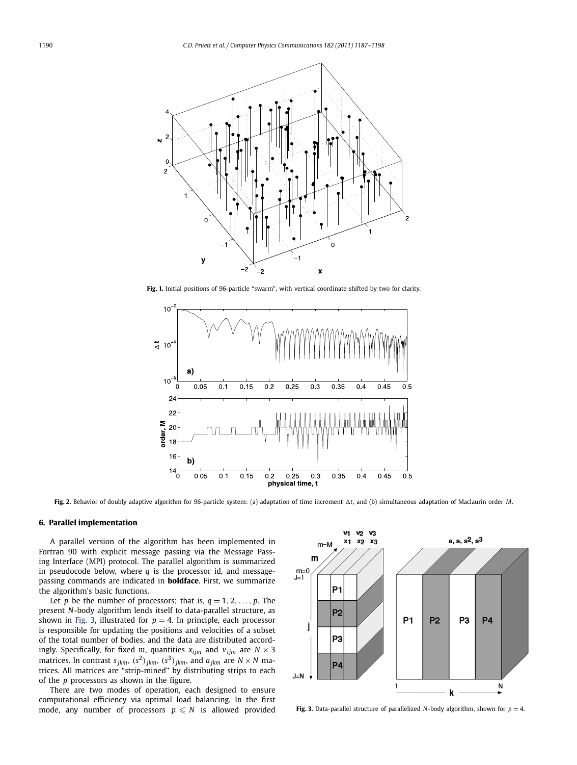Fig. 1. Initial positions of 96-particle "swarm", with vertical coordinate shifted by two for clarity.

Fig. 2. Behavior of doubly adaptive algorithm for 96-particle system: (a) adaptation of time increment $\Delta t$, and (b) simultaneous adaptation of Maclaurin order $M$.

## 6. Parallel implementation

A parallel version of the algorithm has been implemented in Fortran 90 with explicit message passing via the Message Passing Interface (MPI) protocol. The parallel algorithm is summarized in pseudocode below, where $q$ is the processor id, and message-passing commands are indicated in **boldface**. First, we summarize the algorithm's basic functions.

Let $p$ be the number of processors; that is, $q = 1, 2, \ldots, p$. The present $N$-body algorithm lends itself to data-parallel structure, as shown in Fig. 3, illustrated for $p = 4$. In principle, each processor is responsible for updating the positions and velocities of a subset of the total number of bodies, and the data are distributed accordingly. Specifically, for fixed $m$, quantities $x_{ijm}$ and $v_{ijm}$ are $N \times 3$ matrices. In contrast $s_{jkm}$, $(s^2)_{jkm}$, $(s^3)_{jkm}$, and $a_{jkm}$ are $N \times N$ matrices. All matrices are "strip-mined" by distributing strips to each of the $p$ processors as shown in the figure.

There are two modes of operation, each designed to ensure computational efficiency via optimal load balancing. In the first mode, any number of processors $p \leqslant N$ is allowed provided

Fig. 3. Data-parallel structure of parallelized $N$-body algorithm, shown for $p = 4$.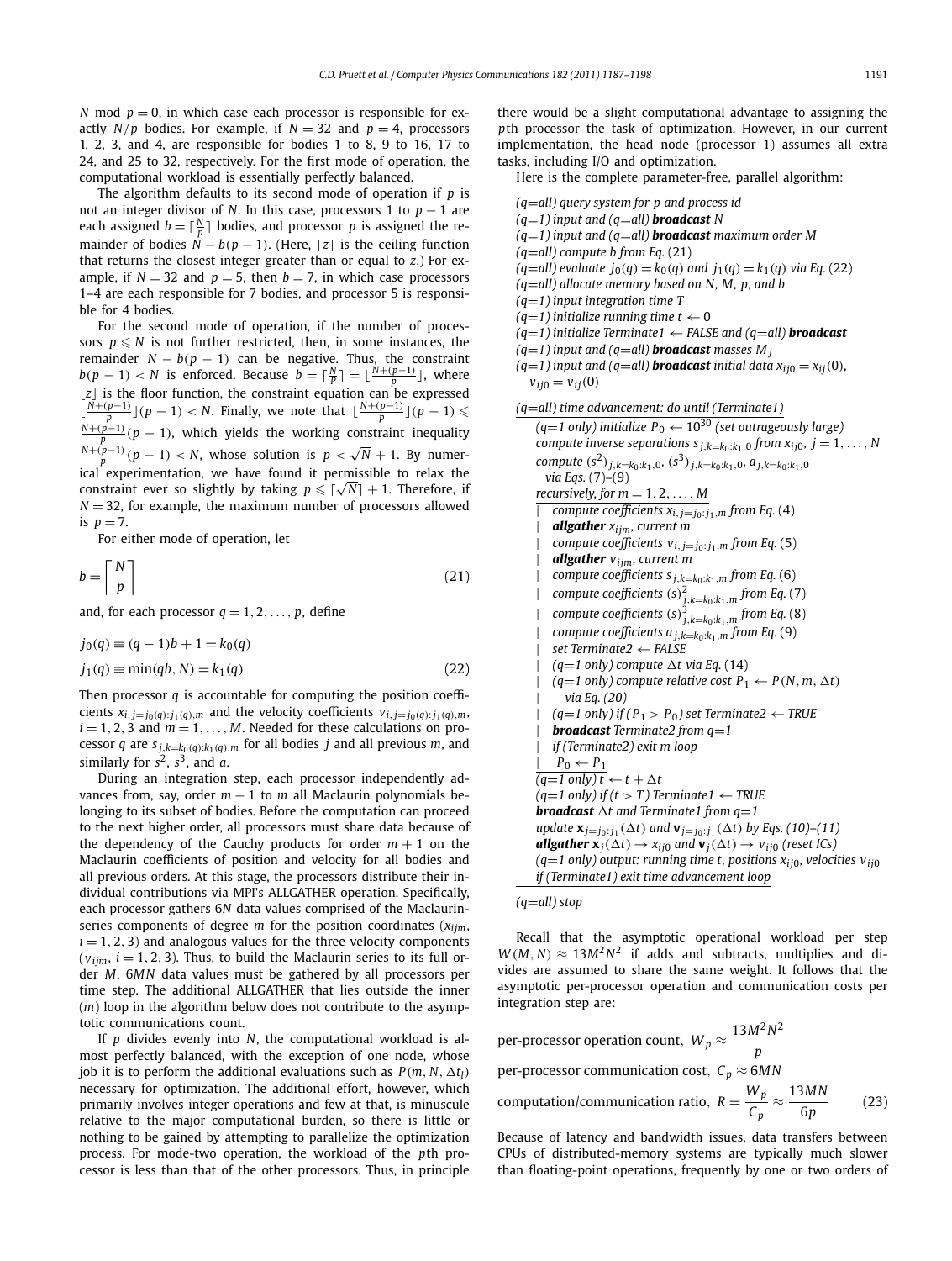$N \bmod p = 0$, in which case each processor is responsible for exactly $N/p$ bodies. For example, if $N = 32$ and $p = 4$, processors 1, 2, 3, and 4, are responsible for bodies 1 to 8, 9 to 16, 17 to 24, and 25 to 32, respectively. For the first mode of operation, the computational workload is essentially perfectly balanced.

The algorithm defaults to its second mode of operation if $p$ is not an integer divisor of $N$. In this case, processors 1 to $p-1$ are each assigned $b = \lceil \frac{N}{p} \rceil$ bodies, and processor $p$ is assigned the remainder of bodies $N - b(p-1)$. (Here, $\lceil z \rceil$ is the ceiling function that returns the closest integer greater than or equal to $z$.) For example, if $N = 32$ and $p = 5$, then $b = 7$, in which case processors 1–4 are each responsible for 7 bodies, and processor 5 is responsible for 4 bodies.

For the second mode of operation, if the number of processors $p \leqslant N$ is not further restricted, then, in some instances, the remainder $N - b(p-1)$ can be negative. Thus, the constraint $b(p-1) < N$ is enforced. Because $b = \lceil \frac{N}{P} \rceil = \lfloor \frac{N+(p-1)}{p} \rfloor$, where $\lfloor z \rfloor$ is the floor function, the constraint equation can be expressed $\lfloor \frac{N+(p-1)}{p} \rfloor (p-1) < N$. Finally, we note that $\lfloor \frac{N+(p-1)}{p} \rfloor (p-1) \leqslant \frac{N+(p-1)}{p}(p-1)$, which yields the working constraint inequality $\frac{N+(p-1)}{p}(p-1) < N$, whose solution is $p < \sqrt{N} + 1$. By numerical experimentation, we have found it permissible to relax the constraint ever so slightly by taking $p \leqslant \lceil \sqrt{N} \rceil + 1$. Therefore, if $N = 32$, for example, the maximum number of processors allowed is $p = 7$.

For either mode of operation, let

$$b = \left\lceil \frac{N}{p} \right\rceil \tag{21}$$

and, for each processor $q = 1, 2, \ldots, p$, define

$$j_0(q) \equiv (q-1)b + 1 = k_0(q)$$
$$j_1(q) \equiv \min(qb, N) = k_1(q) \tag{22}$$

Then processor $q$ is accountable for computing the position coefficients $x_{i,j=j_0(q):j_1(q),m}$ and the velocity coefficients $v_{i,j=j_0(q):j_1(q),m}$, $i = 1, 2, 3$ and $m = 1, \ldots, M$. Needed for these calculations on processor $q$ are $s_{j,k=k_0(q):k_1(q),m}$ for all bodies $j$ and all previous $m$, and similarly for $s^2$, $s^3$, and $a$.

During an integration step, each processor independently advances from, say, order $m-1$ to $m$ all Maclaurin polynomials belonging to its subset of bodies. Before the computation can proceed to the next higher order, all processors must share data because of the dependency of the Cauchy products for order $m+1$ on the Maclaurin coefficients of position and velocity for all bodies and all previous orders. At this stage, the processors distribute their individual contributions via MPI's ALLGATHER operation. Specifically, each processor gathers $6N$ data values comprised of the Maclaurin-series components of degree $m$ for the position coordinates ($x_{ijm}$, $i = 1, 2, 3$) and analogous values for the three velocity components ($v_{ijm}$, $i = 1, 2, 3$). Thus, to build the Maclaurin series to its full order $M$, $6MN$ data values must be gathered by all processors per time step. The additional ALLGATHER that lies outside the inner ($m$) loop in the algorithm below does not contribute to the asymptotic communications count.

If $p$ divides evenly into $N$, the computational workload is almost perfectly balanced, with the exception of one node, whose job it is to perform the additional evaluations such as $P(m, N, \Delta t_l)$ necessary for optimization. The additional effort, however, which primarily involves integer operations and few at that, is minuscule relative to the major computational burden, so there is little or nothing to be gained by attempting to parallelize the optimization process. For mode-two operation, the workload of the $p$th processor is less than that of the other processors. Thus, in principle there would be a slight computational advantage to assigning the $p$th processor the task of optimization. However, in our current implementation, the head node (processor 1) assumes all extra tasks, including I/O and optimization.

Here is the complete parameter-free, parallel algorithm:

*(q=all) query system for p and process id*
*(q=1) input and (q=all)* ***broadcast*** *N*
*(q=1) input and (q=all)* ***broadcast*** *maximum order M*
*(q=all) compute b from Eq. (21)*
*(q=all) evaluate* $j_0(q) = k_0(q)$ *and* $j_1(q) = k_1(q)$ *via Eq. (22)*
*(q=all) allocate memory based on N, M, p, and b*
*(q=1) input integration time T*
*(q=1) initialize running time* $t \leftarrow 0$
*(q=1) initialize Terminate1* ← *FALSE and (q=all)* ***broadcast***
*(q=1) input and (q=all)* ***broadcast*** *masses* $M_j$
*(q=1) input and (q=all)* ***broadcast*** *initial data* $x_{ij0} = x_{ij}(0)$, $v_{ij0} = v_{ij}(0)$

*(q=all) time advancement: do until (Terminate1)*
| *(q=1 only) initialize* $P_0 \leftarrow 10^{30}$ *(set outrageously large)*
| *compute inverse separations* $s_{j,k=k_0:k_1,0}$ *from* $x_{ij0}$, $j = 1, \ldots, N$
| *compute* $(s^2)_{j,k=k_0:k_1,0}$, $(s^3)_{j,k=k_0:k_1,0}$, $a_{j,k=k_0:k_1,0}$ *via Eqs. (7)–(9)*
| *recursively, for* $m = 1, 2, \ldots, M$
| | *compute coefficients* $x_{i,j=j_0:j_1,m}$ *from Eq. (4)*
| | ***allgather*** $x_{ijm}$*, current m*
| | *compute coefficients* $v_{i,j=j_0:j_1,m}$ *from Eq. (5)*
| | ***allgather*** $v_{ijm}$*, current m*
| | *compute coefficients* $s_{j,k=k_0:k_1,m}$ *from Eq. (6)*
| | *compute coefficients* $(s)^2_{j,k=k_0:k_1,m}$ *from Eq. (7)*
| | *compute coefficients* $(s)^3_{j,k=k_0:k_1,m}$ *from Eq. (8)*
| | *compute coefficients* $a_{j,k=k_0:k_1,m}$ *from Eq. (9)*
| | *set Terminate2* ← *FALSE*
| | *(q=1 only) compute* $\Delta t$ *via Eq. (14)*
| | *(q=1 only) compute relative cost* $P_1 \leftarrow P(N, m, \Delta t)$ *via Eq. (20)*
| | *(q=1 only) if* $(P_1 > P_0)$ *set Terminate2* ← *TRUE*
| | ***broadcast*** *Terminate2 from q=1*
| | *if (Terminate2) exit m loop*
| | $P_0 \leftarrow P_1$
| *(q=1 only)* $t \leftarrow t + \Delta t$
| *(q=1 only) if* $(t > T)$ *Terminate1* ← *TRUE*
| ***broadcast*** $\Delta t$ *and Terminate1 from q=1*
| *update* $\mathbf{x}_{j=j_0:j_1}(\Delta t)$ *and* $\mathbf{v}_{j=j_0:j_1}(\Delta t)$ *by Eqs. (10)–(11)*
| ***allgather*** $\mathbf{x}_j(\Delta t) \rightarrow x_{ij0}$ *and* $\mathbf{v}_j(\Delta t) \rightarrow v_{ij0}$ *(reset ICs)*
| *(q=1 only) output: running time t, positions* $x_{ij0}$*, velocities* $v_{ij0}$
| *if (Terminate1) exit time advancement loop*

*(q=all) stop*

Recall that the asymptotic operational workload per step $W(M, N) \approx 13M^2N^2$ if adds and subtracts, multiplies and divides are assumed to share the same weight. It follows that the asymptotic per-processor operation and communication costs per integration step are:

$$\begin{aligned}
&\text{per-processor operation count, } W_p \approx \frac{13M^2N^2}{p} \\
&\text{per-processor communication cost, } C_p \approx 6MN \\
&\text{computation/communication ratio, } R = \frac{W_p}{C_p} \approx \frac{13MN}{6p}
\end{aligned} \tag{23}$$

Because of latency and bandwidth issues, data transfers between CPUs of distributed-memory systems are typically much slower than floating-point operations, frequently by one or two orders of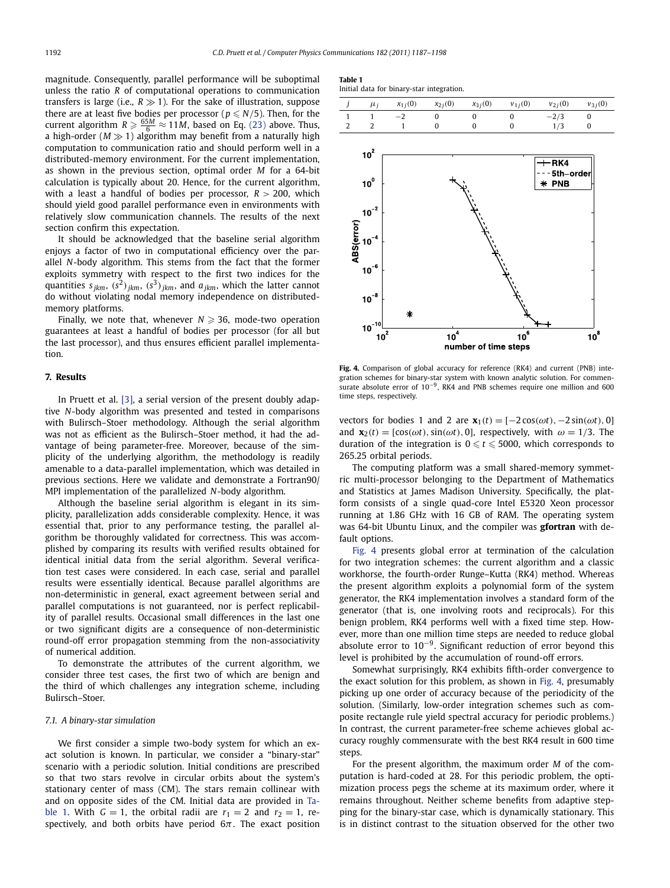magnitude. Consequently, parallel performance will be suboptimal unless the ratio $R$ of computational operations to communication transfers is large (i.e., $R \gg 1$). For the sake of illustration, suppose there are at least five bodies per processor ($p \leqslant N/5$). Then, for the current algorithm $R \geqslant \frac{65M}{6} \approx 11M$, based on Eq. (23) above. Thus, a high-order ($M \gg 1$) algorithm may benefit from a naturally high computation to communication ratio and should perform well in a distributed-memory environment. For the current implementation, as shown in the previous section, optimal order $M$ for a 64-bit calculation is typically about 20. Hence, for the current algorithm, with a least a handful of bodies per processor, $R > 200$, which should yield good parallel performance even in environments with relatively slow communication channels. The results of the next section confirm this expectation.

It should be acknowledged that the baseline serial algorithm enjoys a factor of two in computational efficiency over the parallel $N$-body algorithm. This stems from the fact that the former exploits symmetry with respect to the first two indices for the quantities $s_{jkm}$, $(s^2)_{jkm}$, $(s^3)_{jkm}$, and $a_{jkm}$, which the latter cannot do without violating nodal memory independence on distributed-memory platforms.

Finally, we note that, whenever $N \geqslant 36$, mode-two operation guarantees at least a handful of bodies per processor (for all but the last processor), and thus ensures efficient parallel implementation.

## 7. Results

In Pruett et al. [3], a serial version of the present doubly adaptive $N$-body algorithm was presented and tested in comparisons with Bulirsch–Stoer methodology. Although the serial algorithm was not as efficient as the Bulirsch–Stoer method, it had the advantage of being parameter-free. Moreover, because of the simplicity of the underlying algorithm, the methodology is readily amenable to a data-parallel implementation, which was detailed in previous sections. Here we validate and demonstrate a Fortran90/MPI implementation of the parallelized $N$-body algorithm.

Although the baseline serial algorithm is elegant in its simplicity, parallelization adds considerable complexity. Hence, it was essential that, prior to any performance testing, the parallel algorithm be thoroughly validated for correctness. This was accomplished by comparing its results with verified results obtained for identical initial data from the serial algorithm. Several verification test cases were considered. In each case, serial and parallel results were essentially identical. Because parallel algorithms are non-deterministic in general, exact agreement between serial and parallel computations is not guaranteed, nor is perfect replicability of parallel results. Occasional small differences in the last one or two significant digits are a consequence of non-deterministic round-off error propagation stemming from the non-associativity of numerical addition.

To demonstrate the attributes of the current algorithm, we consider three test cases, the first two of which are benign and the third of which challenges any integration scheme, including Bulirsch–Stoer.

### 7.1. A binary-star simulation

We first consider a simple two-body system for which an exact solution is known. In particular, we consider a "binary-star" scenario with a periodic solution. Initial conditions are prescribed so that two stars revolve in circular orbits about the system's stationary center of mass (CM). The stars remain collinear with and on opposite sides of the CM. Initial data are provided in Table 1. With $G = 1$, the orbital radii are $r_1 = 2$ and $r_2 = 1$, respectively, and both orbits have period $6\pi$. The exact position vectors for bodies 1 and 2 are $\mathbf{x}_1(t) = [-2\cos(\omega t), -2\sin(\omega t), 0]$ and $\mathbf{x}_2(t) = [\cos(\omega t), \sin(\omega t), 0]$, respectively, with $\omega = 1/3$. The duration of the integration is $0 \leqslant t \leqslant 5000$, which corresponds to 265.25 orbital periods.

**Table 1**
Initial data for binary-star integration.

| $j$ | $\mu_j$ | $x_{1j}(0)$ | $x_{2j}(0)$ | $x_{3j}(0)$ | $v_{1j}(0)$ | $v_{2j}(0)$ | $v_{3j}(0)$ |
|---|---|---|---|---|---|---|---|
| 1 | 1 | −2 | 0 | 0 | 0 | −2/3 | 0 |
| 2 | 2 | 1 | 0 | 0 | 0 | 1/3 | 0 |

**Fig. 4.** Comparison of global accuracy for reference (RK4) and current (PNB) integration schemes for binary-star system with known analytic solution. For commensurate absolute error of $10^{-9}$, RK4 and PNB schemes require one million and 600 time steps, respectively.

The computing platform was a small shared-memory symmetric multi-processor belonging to the Department of Mathematics and Statistics at James Madison University. Specifically, the platform consists of a single quad-core Intel E5320 Xeon processor running at 1.86 GHz with 16 GB of RAM. The operating system was 64-bit Ubuntu Linux, and the compiler was **gfortran** with default options.

Fig. 4 presents global error at termination of the calculation for two integration schemes: the current algorithm and a classic workhorse, the fourth-order Runge–Kutta (RK4) method. Whereas the present algorithm exploits a polynomial form of the system generator, the RK4 implementation involves a standard form of the generator (that is, one involving roots and reciprocals). For this benign problem, RK4 performs well with a fixed time step. However, more than one million time steps are needed to reduce global absolute error to $10^{-9}$. Significant reduction of error beyond this level is prohibited by the accumulation of round-off errors.

Somewhat surprisingly, RK4 exhibits fifth-order convergence to the exact solution for this problem, as shown in Fig. 4, presumably picking up one order of accuracy because of the periodicity of the solution. (Similarly, low-order integration schemes such as composite rectangle rule yield spectral accuracy for periodic problems.) In contrast, the current parameter-free scheme achieves global accuracy roughly commensurate with the best RK4 result in 600 time steps.

For the present algorithm, the maximum order $M$ of the computation is hard-coded at 28. For this periodic problem, the optimization process pegs the scheme at its maximum order, where it remains throughout. Neither scheme benefits from adaptive stepping for the binary-star case, which is dynamically stationary. This is in distinct contrast to the situation observed for the other two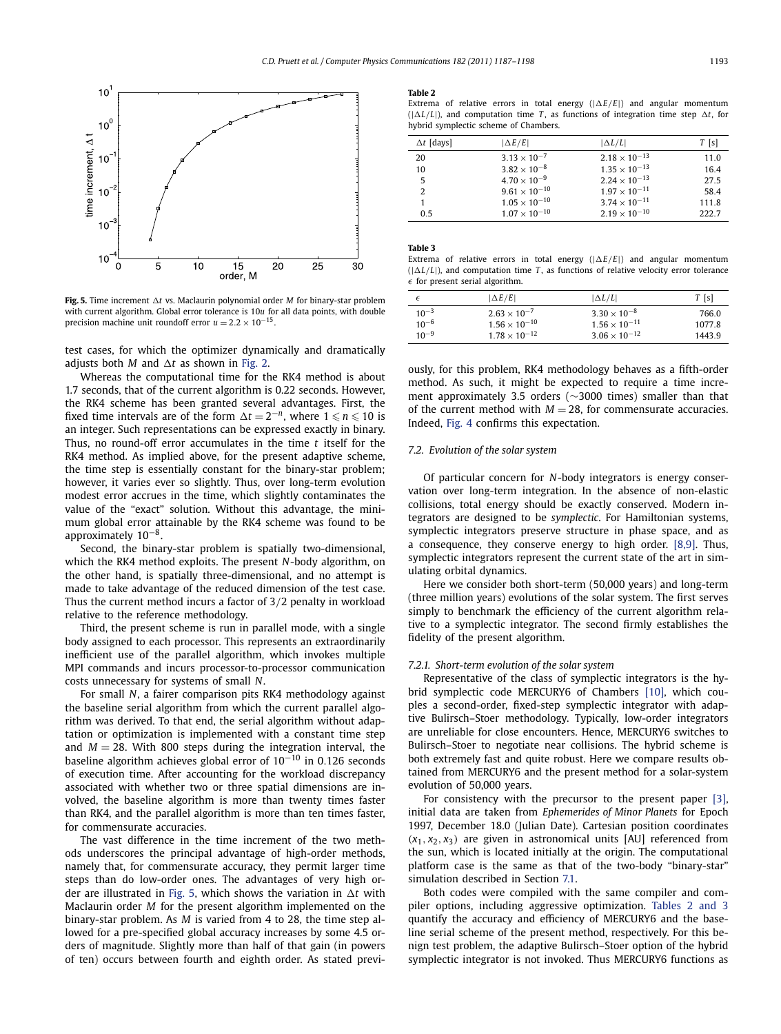Fig. 5. Time increment $\Delta t$ vs. Maclaurin polynomial order $M$ for binary-star problem with current algorithm. Global error tolerance is $10u$ for all data points, with double precision machine unit roundoff error $u = 2.2 \times 10^{-15}$.

test cases, for which the optimizer dynamically and dramatically adjusts both $M$ and $\Delta t$ as shown in Fig. 2.

Whereas the computational time for the RK4 method is about 1.7 seconds, that of the current algorithm is 0.22 seconds. However, the RK4 scheme has been granted several advantages. First, the fixed time intervals are of the form $\Delta t = 2^{-n}$, where $1 \leqslant n \leqslant 10$ is an integer. Such representations can be expressed exactly in binary. Thus, no round-off error accumulates in the time $t$ itself for the RK4 method. As implied above, for the present adaptive scheme, the time step is essentially constant for the binary-star problem; however, it varies ever so slightly. Thus, over long-term evolution modest error accrues in the time, which slightly contaminates the value of the "exact" solution. Without this advantage, the minimum global error attainable by the RK4 scheme was found to be approximately $10^{-8}$.

Second, the binary-star problem is spatially two-dimensional, which the RK4 method exploits. The present $N$-body algorithm, on the other hand, is spatially three-dimensional, and no attempt is made to take advantage of the reduced dimension of the test case. Thus the current method incurs a factor of $3/2$ penalty in workload relative to the reference methodology.

Third, the present scheme is run in parallel mode, with a single body assigned to each processor. This represents an extraordinarily inefficient use of the parallel algorithm, which invokes multiple MPI commands and incurs processor-to-processor communication costs unnecessary for systems of small $N$.

For small $N$, a fairer comparison pits RK4 methodology against the baseline serial algorithm from which the current parallel algorithm was derived. To that end, the serial algorithm without adaptation or optimization is implemented with a constant time step and $M = 28$. With 800 steps during the integration interval, the baseline algorithm achieves global error of $10^{-10}$ in 0.126 seconds of execution time. After accounting for the workload discrepancy associated with whether two or three spatial dimensions are involved, the baseline algorithm is more than twenty times faster than RK4, and the parallel algorithm is more than ten times faster, for commensurate accuracies.

The vast difference in the time increment of the two methods underscores the principal advantage of high-order methods, namely that, for commensurate accuracy, they permit larger time steps than do low-order ones. The advantages of very high order are illustrated in Fig. 5, which shows the variation in $\Delta t$ with Maclaurin order $M$ for the present algorithm implemented on the binary-star problem. As $M$ is varied from 4 to 28, the time step allowed for a pre-specified global accuracy increases by some 4.5 orders of magnitude. Slightly more than half of that gain (in powers of ten) occurs between fourth and eighth order. As stated previously, for this problem, RK4 methodology behaves as a fifth-order method. As such, it might be expected to require a time increment approximately 3.5 orders (~3000 times) smaller than that of the current method with $M = 28$, for commensurate accuracies. Indeed, Fig. 4 confirms this expectation.

**Table 2**
Extrema of relative errors in total energy ($|\Delta E/E|$) and angular momentum ($|\Delta L/L|$), and computation time $T$, as functions of integration time step $\Delta t$, for hybrid symplectic scheme of Chambers.

| $\Delta t$ [days] | $\lvert\Delta E/E\rvert$ | $\lvert\Delta L/L\rvert$ | $T$ [s] |
|---|---|---|---|
| 20 | $3.13 \times 10^{-7}$ | $2.18 \times 10^{-13}$ | 11.0 |
| 10 | $3.82 \times 10^{-8}$ | $1.35 \times 10^{-13}$ | 16.4 |
| 5 | $4.70 \times 10^{-9}$ | $2.24 \times 10^{-13}$ | 27.5 |
| 2 | $9.61 \times 10^{-10}$ | $1.97 \times 10^{-11}$ | 58.4 |
| 1 | $1.05 \times 10^{-10}$ | $3.74 \times 10^{-11}$ | 111.8 |
| 0.5 | $1.07 \times 10^{-10}$ | $2.19 \times 10^{-10}$ | 222.7 |

**Table 3**
Extrema of relative errors in total energy ($|\Delta E/E|$) and angular momentum ($|\Delta L/L|$), and computation time $T$, as functions of relative velocity error tolerance $\epsilon$ for present serial algorithm.

| $\epsilon$ | $\lvert\Delta E/E\rvert$ | $\lvert\Delta L/L\rvert$ | $T$ [s] |
|---|---|---|---|
| $10^{-3}$ | $2.63 \times 10^{-7}$ | $3.30 \times 10^{-8}$ | 766.0 |
| $10^{-6}$ | $1.56 \times 10^{-10}$ | $1.56 \times 10^{-11}$ | 1077.8 |
| $10^{-9}$ | $1.78 \times 10^{-12}$ | $3.06 \times 10^{-12}$ | 1443.9 |

### 7.2. Evolution of the solar system

Of particular concern for $N$-body integrators is energy conservation over long-term integration. In the absence of non-elastic collisions, total energy should be exactly conserved. Modern integrators are designed to be *symplectic*. For Hamiltonian systems, symplectic integrators preserve structure in phase space, and as a consequence, they conserve energy to high order. [8,9]. Thus, symplectic integrators represent the current state of the art in simulating orbital dynamics.

Here we consider both short-term (50,000 years) and long-term (three million years) evolutions of the solar system. The first serves simply to benchmark the efficiency of the current algorithm relative to a symplectic integrator. The second firmly establishes the fidelity of the present algorithm.

#### 7.2.1. Short-term evolution of the solar system

Representative of the class of symplectic integrators is the hybrid symplectic code MERCURY6 of Chambers [10], which couples a second-order, fixed-step symplectic integrator with adaptive Bulirsch–Stoer methodology. Typically, low-order integrators are unreliable for close encounters. Hence, MERCURY6 switches to Bulirsch–Stoer to negotiate near collisions. The hybrid scheme is both extremely fast and quite robust. Here we compare results obtained from MERCURY6 and the present method for a solar-system evolution of 50,000 years.

For consistency with the precursor to the present paper [3], initial data are taken from *Ephemerides of Minor Planets* for Epoch 1997, December 18.0 (Julian Date). Cartesian position coordinates $(x_1, x_2, x_3)$ are given in astronomical units [AU] referenced from the sun, which is located initially at the origin. The computational platform case is the same as that of the two-body "binary-star" simulation described in Section 7.1.

Both codes were compiled with the same compiler and compiler options, including aggressive optimization. Tables 2 and 3 quantify the accuracy and efficiency of MERCURY6 and the baseline serial scheme of the present method, respectively. For this benign test problem, the adaptive Bulirsch–Stoer option of the hybrid symplectic integrator is not invoked. Thus MERCURY6 functions as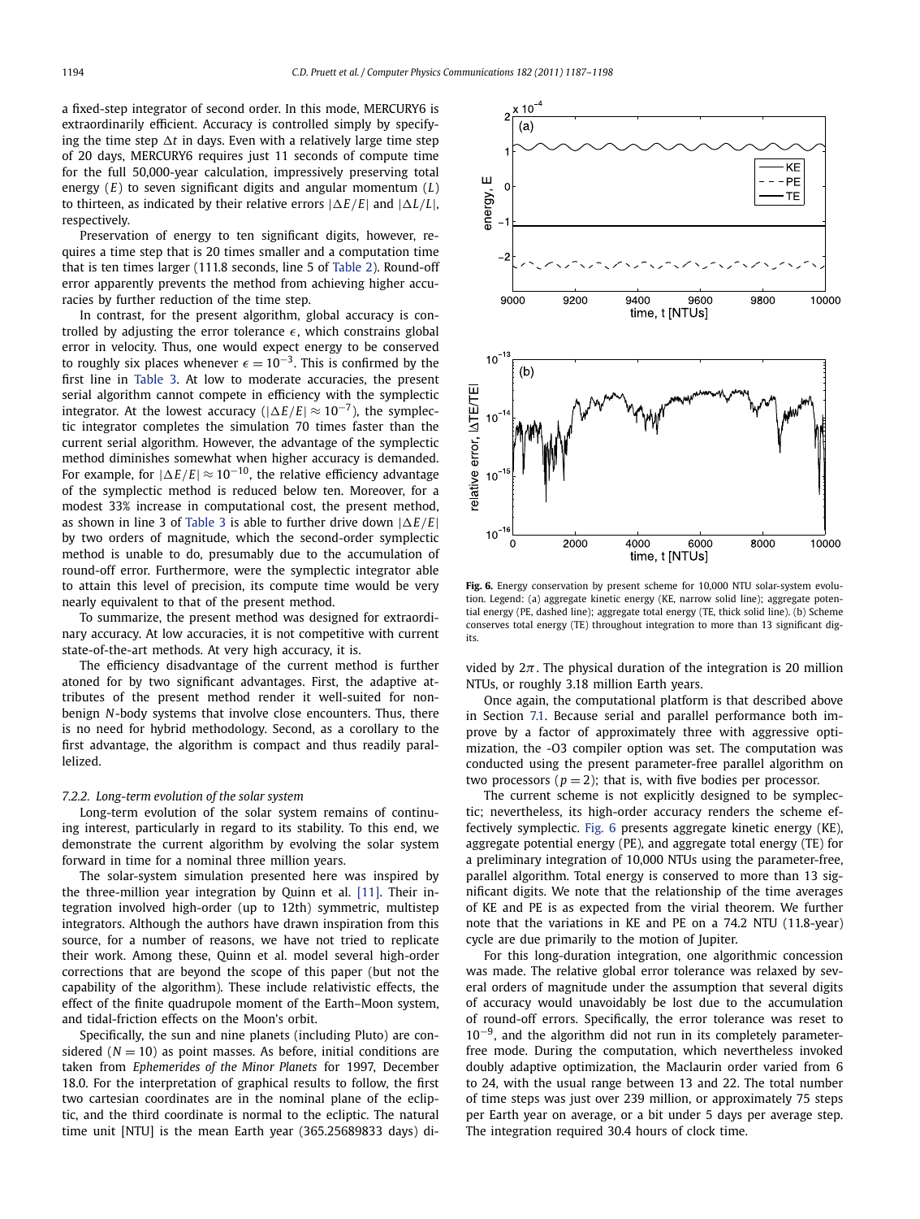a fixed-step integrator of second order. In this mode, MERCURY6 is extraordinarily efficient. Accuracy is controlled simply by specifying the time step $\Delta t$ in days. Even with a relatively large time step of 20 days, MERCURY6 requires just 11 seconds of compute time for the full 50,000-year calculation, impressively preserving total energy ($E$) to seven significant digits and angular momentum ($L$) to thirteen, as indicated by their relative errors $|\Delta E/E|$ and $|\Delta L/L|$, respectively.

Preservation of energy to ten significant digits, however, requires a time step that is 20 times smaller and a computation time that is ten times larger (111.8 seconds, line 5 of Table 2). Round-off error apparently prevents the method from achieving higher accuracies by further reduction of the time step.

In contrast, for the present algorithm, global accuracy is controlled by adjusting the error tolerance $\epsilon$, which constrains global error in velocity. Thus, one would expect energy to be conserved to roughly six places whenever $\epsilon = 10^{-3}$. This is confirmed by the first line in Table 3. At low to moderate accuracies, the present serial algorithm cannot compete in efficiency with the symplectic integrator. At the lowest accuracy ($|\Delta E/E| \approx 10^{-7}$), the symplectic integrator completes the simulation 70 times faster than the current serial algorithm. However, the advantage of the symplectic method diminishes somewhat when higher accuracy is demanded. For example, for $|\Delta E/E| \approx 10^{-10}$, the relative efficiency advantage of the symplectic method is reduced below ten. Moreover, for a modest 33% increase in computational cost, the present method, as shown in line 3 of Table 3 is able to further drive down $|\Delta E/E|$ by two orders of magnitude, which the second-order symplectic method is unable to do, presumably due to the accumulation of round-off error. Furthermore, were the symplectic integrator able to attain this level of precision, its compute time would be very nearly equivalent to that of the present method.

To summarize, the present method was designed for extraordinary accuracy. At low accuracies, it is not competitive with current state-of-the-art methods. At very high accuracy, it is.

The efficiency disadvantage of the current method is further atoned for by two significant advantages. First, the adaptive attributes of the present method render it well-suited for non-benign $N$-body systems that involve close encounters. Thus, there is no need for hybrid methodology. Second, as a corollary to the first advantage, the algorithm is compact and thus readily parallelized.

### *7.2.2. Long-term evolution of the solar system*

Long-term evolution of the solar system remains of continuing interest, particularly in regard to its stability. To this end, we demonstrate the current algorithm by evolving the solar system forward in time for a nominal three million years.

The solar-system simulation presented here was inspired by the three-million year integration by Quinn et al. [11]. Their integration involved high-order (up to 12th) symmetric, multistep integrators. Although the authors have drawn inspiration from this source, for a number of reasons, we have not tried to replicate their work. Among these, Quinn et al. model several high-order corrections that are beyond the scope of this paper (but not the capability of the algorithm). These include relativistic effects, the effect of the finite quadrupole moment of the Earth–Moon system, and tidal-friction effects on the Moon's orbit.

Specifically, the sun and nine planets (including Pluto) are considered ($N = 10$) as point masses. As before, initial conditions are taken from *Ephemerides of the Minor Planets* for 1997, December 18.0. For the interpretation of graphical results to follow, the first two cartesian coordinates are in the nominal plane of the ecliptic, and the third coordinate is normal to the ecliptic. The natural time unit [NTU] is the mean Earth year (365.25689833 days) divided by $2\pi$. The physical duration of the integration is 20 million NTUs, or roughly 3.18 million Earth years.

Once again, the computational platform is that described above in Section 7.1. Because serial and parallel performance both improve by a factor of approximately three with aggressive optimization, the -O3 compiler option was set. The computation was conducted using the present parameter-free parallel algorithm on two processors ($p = 2$); that is, with five bodies per processor.

The current scheme is not explicitly designed to be symplectic; nevertheless, its high-order accuracy renders the scheme effectively symplectic. Fig. 6 presents aggregate kinetic energy (KE), aggregate potential energy (PE), and aggregate total energy (TE) for a preliminary integration of 10,000 NTUs using the parameter-free, parallel algorithm. Total energy is conserved to more than 13 significant digits. We note that the relationship of the time averages of KE and PE is as expected from the virial theorem. We further note that the variations in KE and PE on a 74.2 NTU (11.8-year) cycle are due primarily to the motion of Jupiter.

For this long-duration integration, one algorithmic concession was made. The relative global error tolerance was relaxed by several orders of magnitude under the assumption that several digits of accuracy would unavoidably be lost due to the accumulation of round-off errors. Specifically, the error tolerance was reset to $10^{-9}$, and the algorithm did not run in its completely parameter-free mode. During the computation, which nevertheless invoked doubly adaptive optimization, the Maclaurin order varied from 6 to 24, with the usual range between 13 and 22. The total number of time steps was just over 239 million, or approximately 75 steps per Earth year on average, or a bit under 5 days per average step. The integration required 30.4 hours of clock time.

(a)
x 10^-4
energy, E
KE
PE
TE
time, t [NTUs]

(b)
relative error, |ΔTE/TE|
time, t [NTUs]

**Fig. 6.** Energy conservation by present scheme for 10,000 NTU solar-system evolution. Legend: (a) aggregate kinetic energy (KE, narrow solid line); aggregate potential energy (PE, dashed line); aggregate total energy (TE, thick solid line). (b) Scheme conserves total energy (TE) throughout integration to more than 13 significant digits.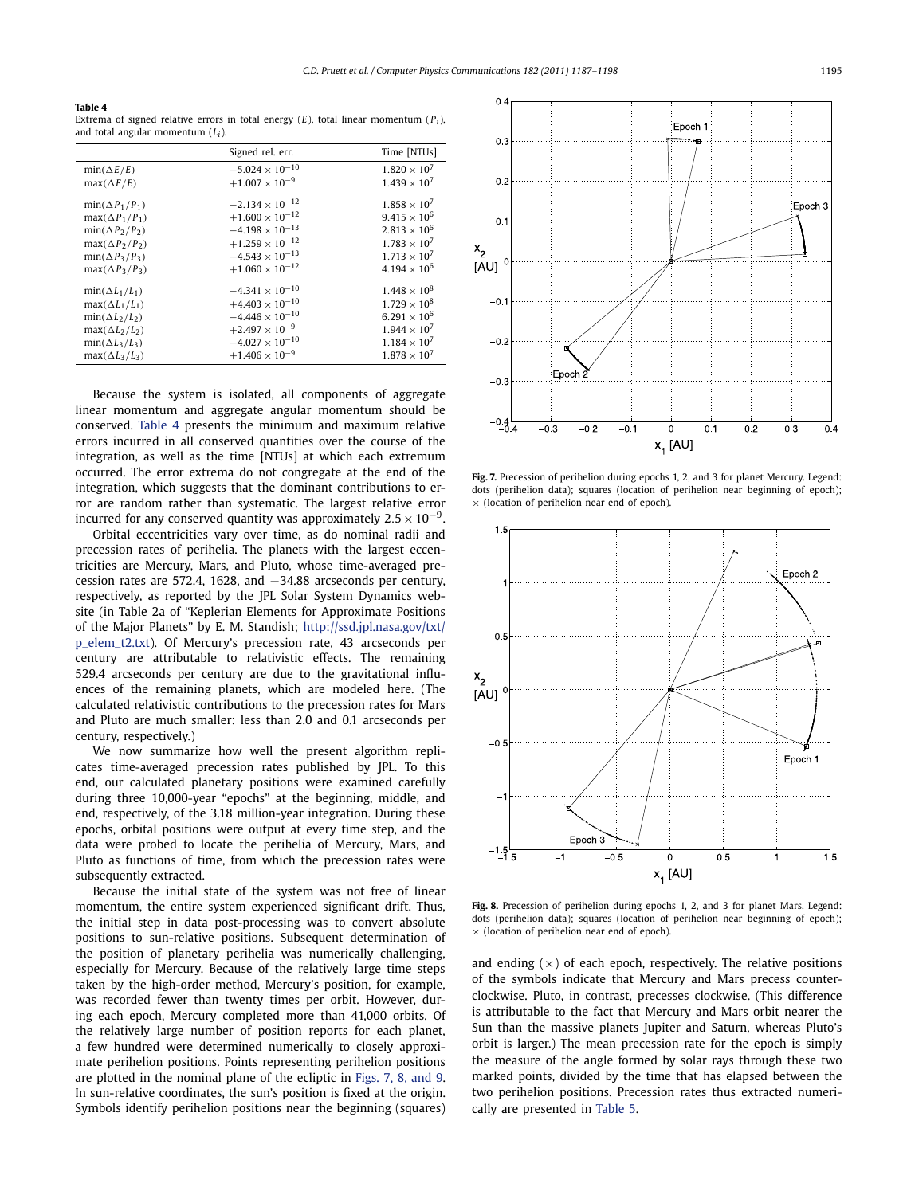**Table 4**
Extrema of signed relative errors in total energy ($E$), total linear momentum ($P_i$), and total angular momentum ($L_i$).

| | Signed rel. err. | Time [NTUs] |
|---|---|---|
| $\min(\Delta E/E)$ | $-5.024 \times 10^{-10}$ | $1.820 \times 10^{7}$ |
| $\max(\Delta E/E)$ | $+1.007 \times 10^{-9}$ | $1.439 \times 10^{7}$ |
| $\min(\Delta P_1/P_1)$ | $-2.134 \times 10^{-12}$ | $1.858 \times 10^{7}$ |
| $\max(\Delta P_1/P_1)$ | $+1.600 \times 10^{-12}$ | $9.415 \times 10^{6}$ |
| $\min(\Delta P_2/P_2)$ | $-4.198 \times 10^{-13}$ | $2.813 \times 10^{6}$ |
| $\max(\Delta P_2/P_2)$ | $+1.259 \times 10^{-12}$ | $1.783 \times 10^{7}$ |
| $\min(\Delta P_3/P_3)$ | $-4.543 \times 10^{-13}$ | $1.713 \times 10^{7}$ |
| $\max(\Delta P_3/P_3)$ | $+1.060 \times 10^{-12}$ | $4.194 \times 10^{6}$ |
| $\min(\Delta L_1/L_1)$ | $-4.341 \times 10^{-10}$ | $1.448 \times 10^{8}$ |
| $\max(\Delta L_1/L_1)$ | $+4.403 \times 10^{-10}$ | $1.729 \times 10^{8}$ |
| $\min(\Delta L_2/L_2)$ | $-4.446 \times 10^{-10}$ | $6.291 \times 10^{6}$ |
| $\max(\Delta L_2/L_2)$ | $+2.497 \times 10^{-9}$ | $1.944 \times 10^{7}$ |
| $\min(\Delta L_3/L_3)$ | $-4.027 \times 10^{-10}$ | $1.184 \times 10^{7}$ |
| $\max(\Delta L_3/L_3)$ | $+1.406 \times 10^{-9}$ | $1.878 \times 10^{7}$ |

Because the system is isolated, all components of aggregate linear momentum and aggregate angular momentum should be conserved. Table 4 presents the minimum and maximum relative errors incurred in all conserved quantities over the course of the integration, as well as the time [NTUs] at which each extremum occurred. The error extrema do not congregate at the end of the integration, which suggests that the dominant contributions to error are random rather than systematic. The largest relative error incurred for any conserved quantity was approximately $2.5 \times 10^{-9}$.

Orbital eccentricities vary over time, as do nominal radii and precession rates of perihelia. The planets with the largest eccentricities are Mercury, Mars, and Pluto, whose time-averaged precession rates are 572.4, 1628, and $-34.88$ arcseconds per century, respectively, as reported by the JPL Solar System Dynamics website (in Table 2a of "Keplerian Elements for Approximate Positions of the Major Planets" by E. M. Standish; http://ssd.jpl.nasa.gov/txt/p_elem_t2.txt). Of Mercury's precession rate, 43 arcseconds per century are attributable to relativistic effects. The remaining 529.4 arcseconds per century are due to the gravitational influences of the remaining planets, which are modeled here. (The calculated relativistic contributions to the precession rates for Mars and Pluto are much smaller: less than 2.0 and 0.1 arcseconds per century, respectively.)

We now summarize how well the present algorithm replicates time-averaged precession rates published by JPL. To this end, our calculated planetary positions were examined carefully during three 10,000-year "epochs" at the beginning, middle, and end, respectively, of the 3.18 million-year integration. During these epochs, orbital positions were output at every time step, and the data were probed to locate the perihelia of Mercury, Mars, and Pluto as functions of time, from which the precession rates were subsequently extracted.

Because the initial state of the system was not free of linear momentum, the entire system experienced significant drift. Thus, the initial step in data post-processing was to convert absolute positions to sun-relative positions. Subsequent determination of the position of planetary perihelia was numerically challenging, especially for Mercury. Because of the relatively large time steps taken by the high-order method, Mercury's position, for example, was recorded fewer than twenty times per orbit. However, during each epoch, Mercury completed more than 41,000 orbits. Of the relatively large number of position reports for each planet, a few hundred were determined numerically to closely approximate perihelion positions. Points representing perihelion positions are plotted in the nominal plane of the ecliptic in Figs. 7, 8, and 9. In sun-relative coordinates, the sun's position is fixed at the origin. Symbols identify perihelion positions near the beginning (squares) and ending (×) of each epoch, respectively. The relative positions of the symbols indicate that Mercury and Mars precess counterclockwise. Pluto, in contrast, precesses clockwise. (This difference is attributable to the fact that Mercury and Mars orbit nearer the Sun than the massive planets Jupiter and Saturn, whereas Pluto's orbit is larger.) The mean precession rate for the epoch is simply the measure of the angle formed by solar rays through these two marked points, divided by the time that has elapsed between the two perihelion positions. Precession rates thus extracted numerically are presented in Table 5.

**Fig. 7.** Precession of perihelion during epochs 1, 2, and 3 for planet Mercury. Legend: dots (perihelion data); squares (location of perihelion near beginning of epoch); × (location of perihelion near end of epoch).

**Fig. 8.** Precession of perihelion during epochs 1, 2, and 3 for planet Mars. Legend: dots (perihelion data); squares (location of perihelion near beginning of epoch); × (location of perihelion near end of epoch).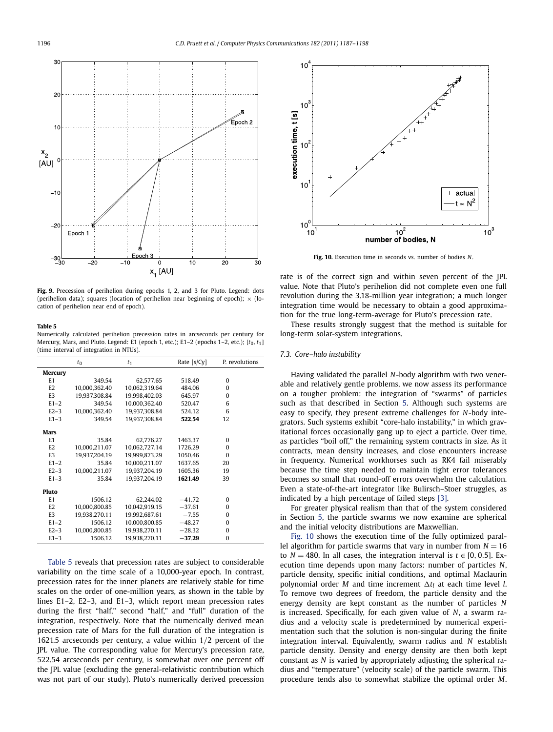**Fig. 9.** Precession of perihelion during epochs 1, 2, and 3 for Pluto. Legend: dots (perihelion data); squares (location of perihelion near beginning of epoch); × (location of perihelion near end of epoch).

**Table 5**
Numerically calculated perihelion precession rates in arcseconds per century for Mercury, Mars, and Pluto. Legend: E1 (epoch 1, etc.); E1–2 (epochs 1–2, etc.); $[t_0, t_1]$ (time interval of integration in NTUs).

| | $t_0$ | $t_1$ | Rate [s/Cy] | P. revolutions |
|---|---|---|---|---|
| **Mercury** | | | | |
| E1 | 349.54 | 62,577.65 | 518.49 | 0 |
| E2 | 10,000,362.40 | 10,062,319.64 | 484.06 | 0 |
| E3 | 19,937,308.84 | 19,998,402.03 | 645.97 | 0 |
| E1−2 | 349.54 | 10,000,362.40 | 520.47 | 6 |
| E2−3 | 10,000,362.40 | 19,937,308.84 | 524.12 | 6 |
| E1−3 | 349.54 | 19,937,308.84 | **522.54** | 12 |
| **Mars** | | | | |
| E1 | 35.84 | 62,776.27 | 1463.37 | 0 |
| E2 | 10,000,211.07 | 10,062,727.14 | 1726.29 | 0 |
| E3 | 19,937,204.19 | 19,999,873.29 | 1050.46 | 0 |
| E1−2 | 35.84 | 10,000,211.07 | 1637.65 | 20 |
| E2−3 | 10,000,211.07 | 19,937,204.19 | 1605.36 | 19 |
| E1−3 | 35.84 | 19,937,204.19 | **1621.49** | 39 |
| **Pluto** | | | | |
| E1 | 1506.12 | 62,244.02 | −41.72 | 0 |
| E2 | 10,000,800.85 | 10,042,919.15 | −37.61 | 0 |
| E3 | 19,938,270.11 | 19,992,687.61 | −7.55 | 0 |
| E1−2 | 1506.12 | 10,000,800.85 | −48.27 | 0 |
| E2−3 | 10,000,800.85 | 19,938,270.11 | −28.32 | 0 |
| E1−3 | 1506.12 | 19,938,270.11 | **−37.29** | 0 |

Table 5 reveals that precession rates are subject to considerable variability on the time scale of a 10,000-year epoch. In contrast, precession rates for the inner planets are relatively stable for time scales on the order of one-million years, as shown in the table by lines E1–2, E2–3, and E1–3, which report mean precession rates during the first "half," second "half," and "full" duration of the integration, respectively. Note that the numerically derived mean precession rate of Mars for the full duration of the integration is 1621.5 arcseconds per century, a value within 1/2 percent of the JPL value. The corresponding value for Mercury's precession rate, 522.54 arcseconds per century, is somewhat over one percent off the JPL value (excluding the general-relativistic contribution which was not part of our study). Pluto's numerically derived precession rate is of the correct sign and within seven percent of the JPL value. Note that Pluto's perihelion did not complete even one full revolution during the 3.18-million year integration; a much longer integration time would be necessary to obtain a good approximation for the true long-term-average for Pluto's precession rate.

These results strongly suggest that the method is suitable for long-term solar-system integrations.

**Fig. 10.** Execution time in seconds vs. number of bodies $N$.

### 7.3. Core–halo instability

Having validated the parallel $N$-body algorithm with two venerable and relatively gentle problems, we now assess its performance on a tougher problem: the integration of "swarms" of particles such as that described in Section 5. Although such systems are easy to specify, they present extreme challenges for $N$-body integrators. Such systems exhibit "core-halo instability," in which gravitational forces occasionally gang up to eject a particle. Over time, as particles "boil off," the remaining system contracts in size. As it contracts, mean density increases, and close encounters increase in frequency. Numerical workhorses such as RK4 fail miserably because the time step needed to maintain tight error tolerances becomes so small that round-off errors overwhelm the calculation. Even a state-of-the-art integrator like Bulirsch–Stoer struggles, as indicated by a high percentage of failed steps [3].

For greater physical realism than that of the system considered in Section 5, the particle swarms we now examine are spherical and the initial velocity distributions are Maxwellian.

Fig. 10 shows the execution time of the fully optimized parallel algorithm for particle swarms that vary in number from $N = 16$ to $N = 480$. In all cases, the integration interval is $t \in [0, 0.5]$. Execution time depends upon many factors: number of particles $N$, particle density, specific initial conditions, and optimal Maclaurin polynomial order $M$ and time increment $\Delta t_l$ at each time level $l$. To remove two degrees of freedom, the particle density and the energy density are kept constant as the number of particles $N$ is increased. Specifically, for each given value of $N$, a swarm radius and a velocity scale is predetermined by numerical experimentation such that the solution is non-singular during the finite integration interval. Equivalently, swarm radius and $N$ establish particle density. Density and energy density are then both kept constant as $N$ is varied by appropriately adjusting the spherical radius and "temperature" (velocity scale) of the particle swarm. This procedure tends also to somewhat stabilize the optimal order $M$.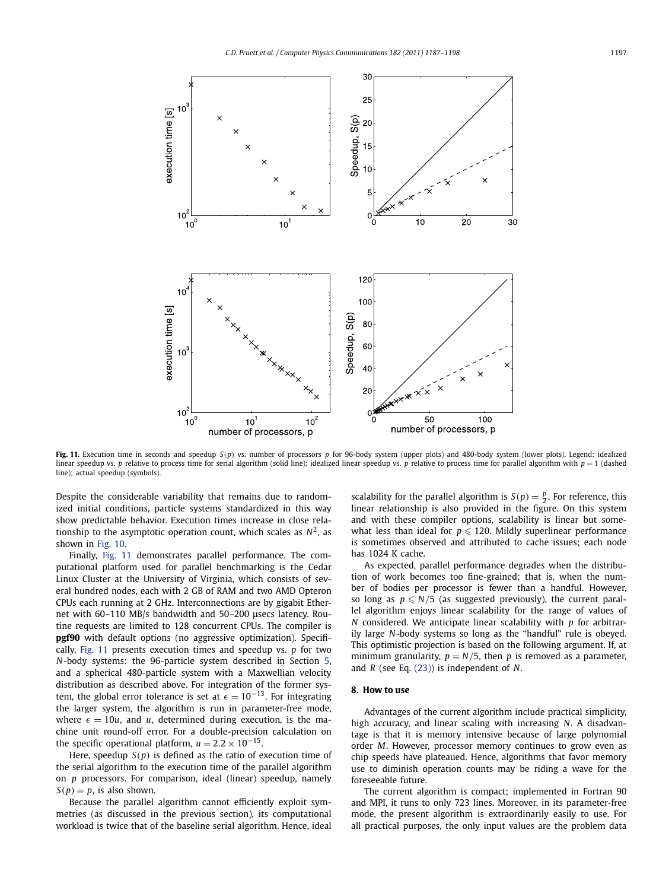**Fig. 11.** Execution time in seconds and speedup $S(p)$ vs. number of processors $p$ for 96-body system (upper plots) and 480-body system (lower plots). Legend: idealized linear speedup vs. $p$ relative to process time for serial algorithm (solid line); idealized linear speedup vs. $p$ relative to process time for parallel algorithm with $p = 1$ (dashed line); actual speedup (symbols).

Despite the considerable variability that remains due to randomized initial conditions, particle systems standardized in this way show predictable behavior. Execution times increase in close relationship to the asymptotic operation count, which scales as $N^2$, as shown in Fig. 10.

Finally, Fig. 11 demonstrates parallel performance. The computational platform used for parallel benchmarking is the Cedar Linux Cluster at the University of Virginia, which consists of several hundred nodes, each with 2 GB of RAM and two AMD Opteron CPUs each running at 2 GHz. Interconnections are by gigabit Ethernet with 60–110 MB/s bandwidth and 50–200 µsecs latency. Routine requests are limited to 128 concurrent CPUs. The compiler is **pgf90** with default options (no aggressive optimization). Specifically, Fig. 11 presents execution times and speedup vs. $p$ for two $N$-body systems: the 96-particle system described in Section 5, and a spherical 480-particle system with a Maxwellian velocity distribution as described above. For integration of the former system, the global error tolerance is set at $\epsilon = 10^{-13}$. For integrating the larger system, the algorithm is run in parameter-free mode, where $\epsilon = 10u$, and $u$, determined during execution, is the machine unit round-off error. For a double-precision calculation on the specific operational platform, $u = 2.2 \times 10^{-15}$.

Here, speedup $S(p)$ is defined as the ratio of execution time of the serial algorithm to the execution time of the parallel algorithm on $p$ processors. For comparison, ideal (linear) speedup, namely $S(p) = p$, is also shown.

Because the parallel algorithm cannot efficiently exploit symmetries (as discussed in the previous section), its computational workload is twice that of the baseline serial algorithm. Hence, ideal scalability for the parallel algorithm is $S(p) = \frac{p}{2}$. For reference, this linear relationship is also provided in the figure. On this system and with these compiler options, scalability is linear but somewhat less than ideal for $p \leqslant 120$. Mildly superlinear performance is sometimes observed and attributed to cache issues; each node has 1024 K cache.

As expected, parallel performance degrades when the distribution of work becomes too fine-grained; that is, when the number of bodies per processor is fewer than a handful. However, so long as $p \leqslant N/5$ (as suggested previously), the current parallel algorithm enjoys linear scalability for the range of values of $N$ considered. We anticipate linear scalability with $p$ for arbitrarily large $N$-body systems so long as the "handful" rule is obeyed. This optimistic projection is based on the following argument. If, at minimum granularity, $p = N/5$, then $p$ is removed as a parameter, and $R$ (see Eq. (23)) is independent of $N$.

## 8. How to use

Advantages of the current algorithm include practical simplicity, high accuracy, and linear scaling with increasing $N$. A disadvantage is that it is memory intensive because of large polynomial order $M$. However, processor memory continues to grow even as chip speeds have plateaued. Hence, algorithms that favor memory use to diminish operation counts may be riding a wave for the foreseeable future.

The current algorithm is compact; implemented in Fortran 90 and MPI, it runs to only 723 lines. Moreover, in its parameter-free mode, the present algorithm is extraordinarily easily to use. For all practical purposes, the only input values are the problem data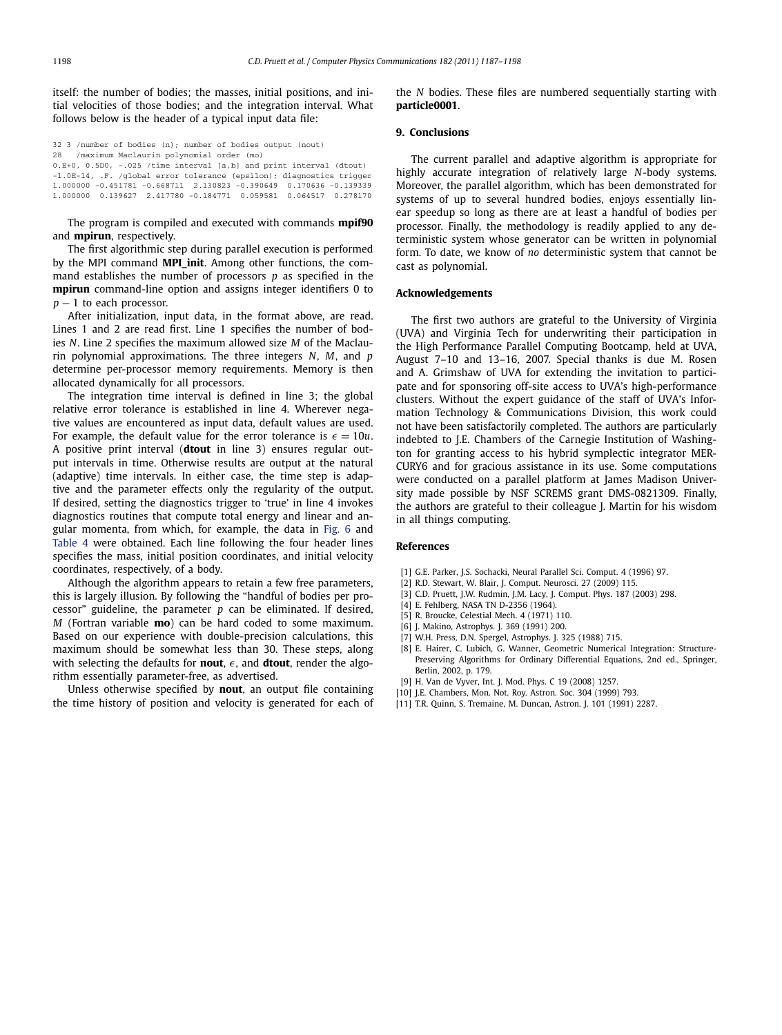itself: the number of bodies; the masses, initial positions, and initial velocities of those bodies; and the integration interval. What follows below is the header of a typical input data file:

```
32 3 /number of bodies (n); number of bodies output (nout)
28   /maximum Maclaurin polynomial order (mo)
0.E+0, 0.5D0, -.025 /time interval [a,b] and print interval (dtout)
-1.0E-14, .F. /global error tolerance (epsilon); diagnostics trigger
1.000000 -0.451781 -0.668711  2.130823 -0.390649  0.170636 -0.139339
1.000000  0.139627  2.417780 -0.184771  0.059581  0.064517  0.278170
```

The program is compiled and executed with commands **mpif90** and **mpirun**, respectively.

The first algorithmic step during parallel execution is performed by the MPI command **MPI_init**. Among other functions, the command establishes the number of processors $p$ as specified in the **mpirun** command-line option and assigns integer identifiers 0 to $p-1$ to each processor.

After initialization, input data, in the format above, are read. Lines 1 and 2 are read first. Line 1 specifies the number of bodies $N$. Line 2 specifies the maximum allowed size $M$ of the Maclaurin polynomial approximations. The three integers $N$, $M$, and $p$ determine per-processor memory requirements. Memory is then allocated dynamically for all processors.

The integration time interval is defined in line 3; the global relative error tolerance is established in line 4. Wherever negative values are encountered as input data, default values are used. For example, the default value for the error tolerance is $\epsilon = 10u$. A positive print interval (**dtout** in line 3) ensures regular output intervals in time. Otherwise results are output at the natural (adaptive) time intervals. In either case, the time step is adaptive and the parameter effects only the regularity of the output. If desired, setting the diagnostics trigger to 'true' in line 4 invokes diagnostics routines that compute total energy and linear and angular momenta, from which, for example, the data in Fig. 6 and Table 4 were obtained. Each line following the four header lines specifies the mass, initial position coordinates, and initial velocity coordinates, respectively, of a body.

Although the algorithm appears to retain a few free parameters, this is largely illusion. By following the "handful of bodies per processor" guideline, the parameter $p$ can be eliminated. If desired, $M$ (Fortran variable **mo**) can be hard coded to some maximum. Based on our experience with double-precision calculations, this maximum should be somewhat less than 30. These steps, along with selecting the defaults for **nout**, $\epsilon$, and **dtout**, render the algorithm essentially parameter-free, as advertised.

Unless otherwise specified by **nout**, an output file containing the time history of position and velocity is generated for each of the $N$ bodies. These files are numbered sequentially starting with **particle0001**.

## 9. Conclusions

The current parallel and adaptive algorithm is appropriate for highly accurate integration of relatively large $N$-body systems. Moreover, the parallel algorithm, which has been demonstrated for systems of up to several hundred bodies, enjoys essentially linear speedup so long as there are at least a handful of bodies per processor. Finally, the methodology is readily applied to any deterministic system whose generator can be written in polynomial form. To date, we know of *no* deterministic system that cannot be cast as polynomial.

## Acknowledgements

The first two authors are grateful to the University of Virginia (UVA) and Virginia Tech for underwriting their participation in the High Performance Parallel Computing Bootcamp, held at UVA, August 7–10 and 13–16, 2007. Special thanks is due M. Rosen and A. Grimshaw of UVA for extending the invitation to participate and for sponsoring off-site access to UVA's high-performance clusters. Without the expert guidance of the staff of UVA's Information Technology & Communications Division, this work could not have been satisfactorily completed. The authors are particularly indebted to J.E. Chambers of the Carnegie Institution of Washington for granting access to his hybrid symplectic integrator MERCURY6 and for gracious assistance in its use. Some computations were conducted on a parallel platform at James Madison University made possible by NSF SCREMS grant DMS-0821309. Finally, the authors are grateful to their colleague J. Martin for his wisdom in all things computing.

## References

[1] G.E. Parker, J.S. Sochacki, Neural Parallel Sci. Comput. 4 (1996) 97.
[2] R.D. Stewart, W. Blair, J. Comput. Neurosci. 27 (2009) 115.
[3] C.D. Pruett, J.W. Rudmin, J.M. Lacy, J. Comput. Phys. 187 (2003) 298.
[4] E. Fehlberg, NASA TN D-2356 (1964).
[5] R. Broucke, Celestial Mech. 4 (1971) 110.
[6] J. Makino, Astrophys. J. 369 (1991) 200.
[7] W.H. Press, D.N. Spergel, Astrophys. J. 325 (1988) 715.
[8] E. Hairer, C. Lubich, G. Wanner, Geometric Numerical Integration: Structure-Preserving Algorithms for Ordinary Differential Equations, 2nd ed., Springer, Berlin, 2002, p. 179.
[9] H. Van de Vyver, Int. J. Mod. Phys. C 19 (2008) 1257.
[10] J.E. Chambers, Mon. Not. Roy. Astron. Soc. 304 (1999) 793.
[11] T.R. Quinn, S. Tremaine, M. Duncan, Astron. J. 101 (1991) 2287.